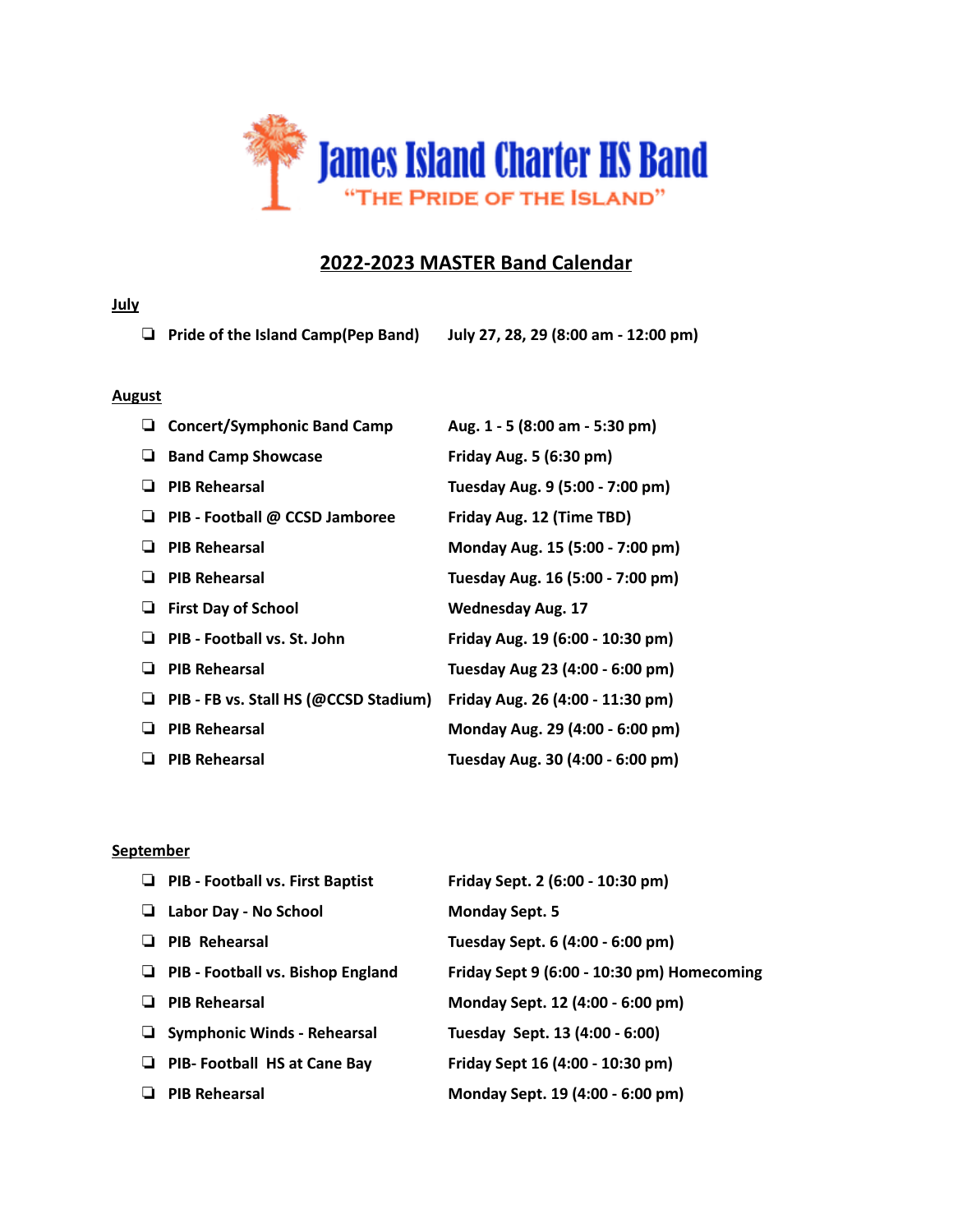# James Island Charter HS Band

"THE PRIDE OF THE ISLAND"

## 2022-2023 MASTER Band Calendar

### July

- ❏ **Pride of the Island Camp(Pep Band)** — **July 27, 28, 29 (8:00 am - 12:00 pm)**

### August

- ❏ **Concert/Symphonic Band Camp** — **Aug. 1 - 5 (8:00 am - 5:30 pm)**
- ❏ **Band Camp Showcase** — **Friday Aug. 5 (6:30 pm)**
- ❏ **PIB Rehearsal** — **Tuesday Aug. 9 (5:00 - 7:00 pm)**
- ❏ **PIB - Football @ CCSD Jamboree** — **Friday Aug. 12 (Time TBD)**
- ❏ **PIB Rehearsal** — **Monday Aug. 15 (5:00 - 7:00 pm)**
- ❏ **PIB Rehearsal** — **Tuesday Aug. 16 (5:00 - 7:00 pm)**
- ❏ **First Day of School** — **Wednesday Aug. 17**
- ❏ **PIB - Football vs. St. John** — **Friday Aug. 19 (6:00 - 10:30 pm)**
- ❏ **PIB Rehearsal** — **Tuesday Aug 23 (4:00 - 6:00 pm)**
- ❏ **PIB - FB vs. Stall HS (@CCSD Stadium)** — **Friday Aug. 26 (4:00 - 11:30 pm)**
- ❏ **PIB Rehearsal** — **Monday Aug. 29 (4:00 - 6:00 pm)**
- ❏ **PIB Rehearsal** — **Tuesday Aug. 30 (4:00 - 6:00 pm)**

### September

- ❏ **PIB - Football vs. First Baptist** — **Friday Sept. 2 (6:00 - 10:30 pm)**
- ❏ **Labor Day - No School** — **Monday Sept. 5**
- ❏ **PIB Rehearsal** — **Tuesday Sept. 6 (4:00 - 6:00 pm)**
- ❏ **PIB - Football vs. Bishop England** — **Friday Sept 9 (6:00 - 10:30 pm) Homecoming**
- ❏ **PIB Rehearsal** — **Monday Sept. 12 (4:00 - 6:00 pm)**
- ❏ **Symphonic Winds - Rehearsal** — **Tuesday Sept. 13 (4:00 - 6:00)**
- ❏ **PIB- Football HS at Cane Bay** — **Friday Sept 16 (4:00 - 10:30 pm)**
- ❏ **PIB Rehearsal** — **Monday Sept. 19 (4:00 - 6:00 pm)**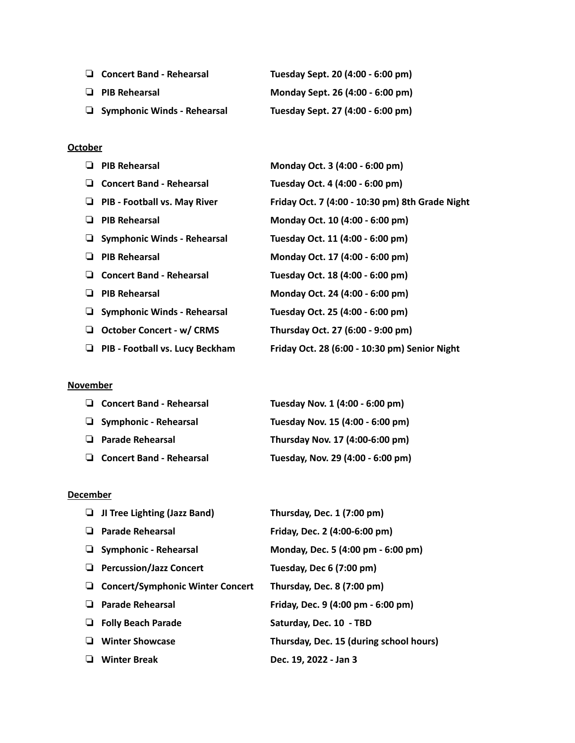- [ ] **Concert Band - Rehearsal** **Tuesday Sept. 20 (4:00 - 6:00 pm)**
- [ ] **PIB Rehearsal** **Monday Sept. 26 (4:00 - 6:00 pm)**
- [ ] **Symphonic Winds - Rehearsal** **Tuesday Sept. 27 (4:00 - 6:00 pm)**

**October**

- [ ] **PIB Rehearsal** **Monday Oct. 3 (4:00 - 6:00 pm)**
- [ ] **Concert Band - Rehearsal** **Tuesday Oct. 4 (4:00 - 6:00 pm)**
- [ ] **PIB - Football vs. May River** **Friday Oct. 7 (4:00 - 10:30 pm) 8th Grade Night**
- [ ] **PIB Rehearsal** **Monday Oct. 10 (4:00 - 6:00 pm)**
- [ ] **Symphonic Winds - Rehearsal** **Tuesday Oct. 11 (4:00 - 6:00 pm)**
- [ ] **PIB Rehearsal** **Monday Oct. 17 (4:00 - 6:00 pm)**
- [ ] **Concert Band - Rehearsal** **Tuesday Oct. 18 (4:00 - 6:00 pm)**
- [ ] **PIB Rehearsal** **Monday Oct. 24 (4:00 - 6:00 pm)**
- [ ] **Symphonic Winds - Rehearsal** **Tuesday Oct. 25 (4:00 - 6:00 pm)**
- [ ] **October Concert - w/ CRMS** **Thursday Oct. 27 (6:00 - 9:00 pm)**
- [ ] **PIB - Football vs. Lucy Beckham** **Friday Oct. 28 (6:00 - 10:30 pm) Senior Night**

**November**

- [ ] **Concert Band - Rehearsal** **Tuesday Nov. 1 (4:00 - 6:00 pm)**
- [ ] **Symphonic - Rehearsal** **Tuesday Nov. 15 (4:00 - 6:00 pm)**
- [ ] **Parade Rehearsal** **Thursday Nov. 17 (4:00-6:00 pm)**
- [ ] **Concert Band - Rehearsal** **Tuesday, Nov. 29 (4:00 - 6:00 pm)**

**December**

- [ ] **JI Tree Lighting (Jazz Band)** **Thursday, Dec. 1 (7:00 pm)**
- [ ] **Parade Rehearsal** **Friday, Dec. 2 (4:00-6:00 pm)**
- [ ] **Symphonic - Rehearsal** **Monday, Dec. 5 (4:00 pm - 6:00 pm)**
- [ ] **Percussion/Jazz Concert** **Tuesday, Dec 6 (7:00 pm)**
- [ ] **Concert/Symphonic Winter Concert** **Thursday, Dec. 8 (7:00 pm)**
- [ ] **Parade Rehearsal** **Friday, Dec. 9 (4:00 pm - 6:00 pm)**
- [ ] **Folly Beach Parade** **Saturday, Dec. 10 - TBD**
- [ ] **Winter Showcase** **Thursday, Dec. 15 (during school hours)**
- [ ] **Winter Break** **Dec. 19, 2022 - Jan 3**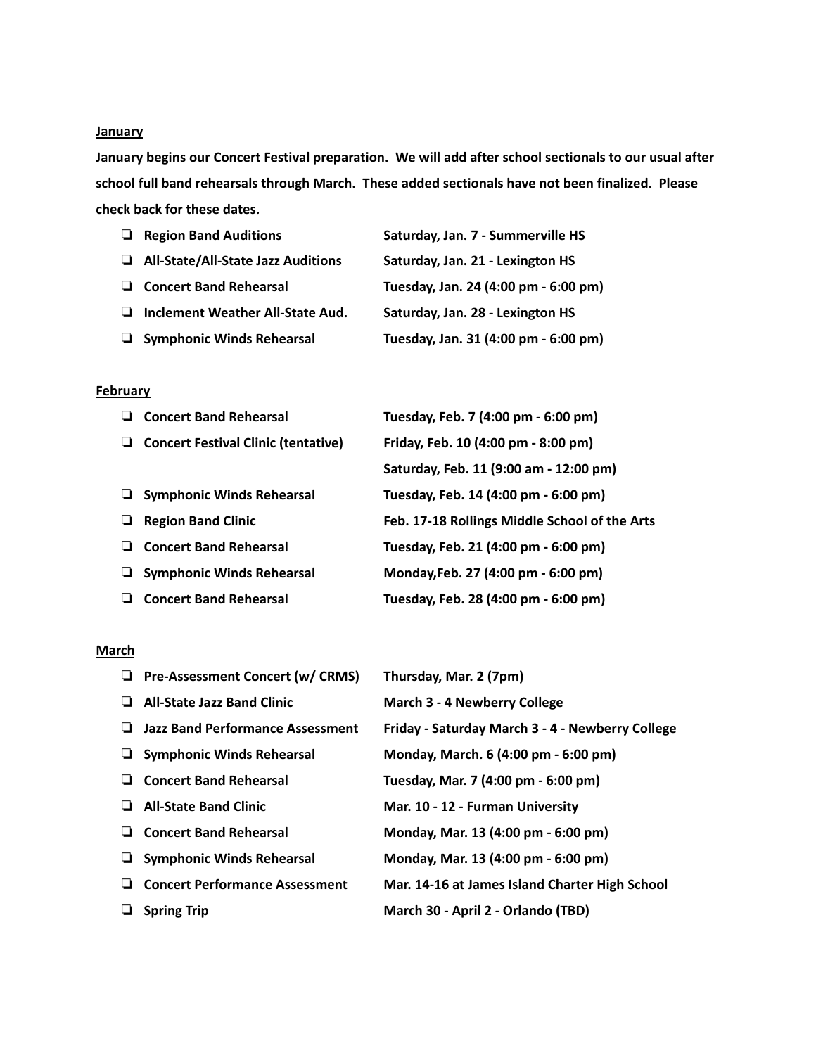**<u>January</u>**

**January begins our Concert Festival preparation. We will add after school sectionals to our usual after school full band rehearsals through March. These added sectionals have not been finalized. Please check back for these dates.**

- ❏ **Region Band Auditions** — **Saturday, Jan. 7 - Summerville HS**
- ❏ **All-State/All-State Jazz Auditions** — **Saturday, Jan. 21 - Lexington HS**
- ❏ **Concert Band Rehearsal** — **Tuesday, Jan. 24 (4:00 pm - 6:00 pm)**
- ❏ **Inclement Weather All-State Aud.** — **Saturday, Jan. 28 - Lexington HS**
- ❏ **Symphonic Winds Rehearsal** — **Tuesday, Jan. 31 (4:00 pm - 6:00 pm)**

**<u>February</u>**

- ❏ **Concert Band Rehearsal** — **Tuesday, Feb. 7 (4:00 pm - 6:00 pm)**
- ❏ **Concert Festival Clinic (tentative)** — **Friday, Feb. 10 (4:00 pm - 8:00 pm)**
  **Saturday, Feb. 11 (9:00 am - 12:00 pm)**
- ❏ **Symphonic Winds Rehearsal** — **Tuesday, Feb. 14 (4:00 pm - 6:00 pm)**
- ❏ **Region Band Clinic** — **Feb. 17-18 Rollings Middle School of the Arts**
- ❏ **Concert Band Rehearsal** — **Tuesday, Feb. 21 (4:00 pm - 6:00 pm)**
- ❏ **Symphonic Winds Rehearsal** — **Monday,Feb. 27 (4:00 pm - 6:00 pm)**
- ❏ **Concert Band Rehearsal** — **Tuesday, Feb. 28 (4:00 pm - 6:00 pm)**

**<u>March</u>**

- ❏ **Pre-Assessment Concert (w/ CRMS)** — **Thursday, Mar. 2 (7pm)**
- ❏ **All-State Jazz Band Clinic** — **March 3 - 4 Newberry College**
- ❏ **Jazz Band Performance Assessment** — **Friday - Saturday March 3 - 4 - Newberry College**
- ❏ **Symphonic Winds Rehearsal** — **Monday, March. 6 (4:00 pm - 6:00 pm)**
- ❏ **Concert Band Rehearsal** — **Tuesday, Mar. 7 (4:00 pm - 6:00 pm)**
- ❏ **All-State Band Clinic** — **Mar. 10 - 12 - Furman University**
- ❏ **Concert Band Rehearsal** — **Monday, Mar. 13 (4:00 pm - 6:00 pm)**
- ❏ **Symphonic Winds Rehearsal** — **Monday, Mar. 13 (4:00 pm - 6:00 pm)**
- ❏ **Concert Performance Assessment** — **Mar. 14-16 at James Island Charter High School**
- ❏ **Spring Trip** — **March 30 - April 2 - Orlando (TBD)**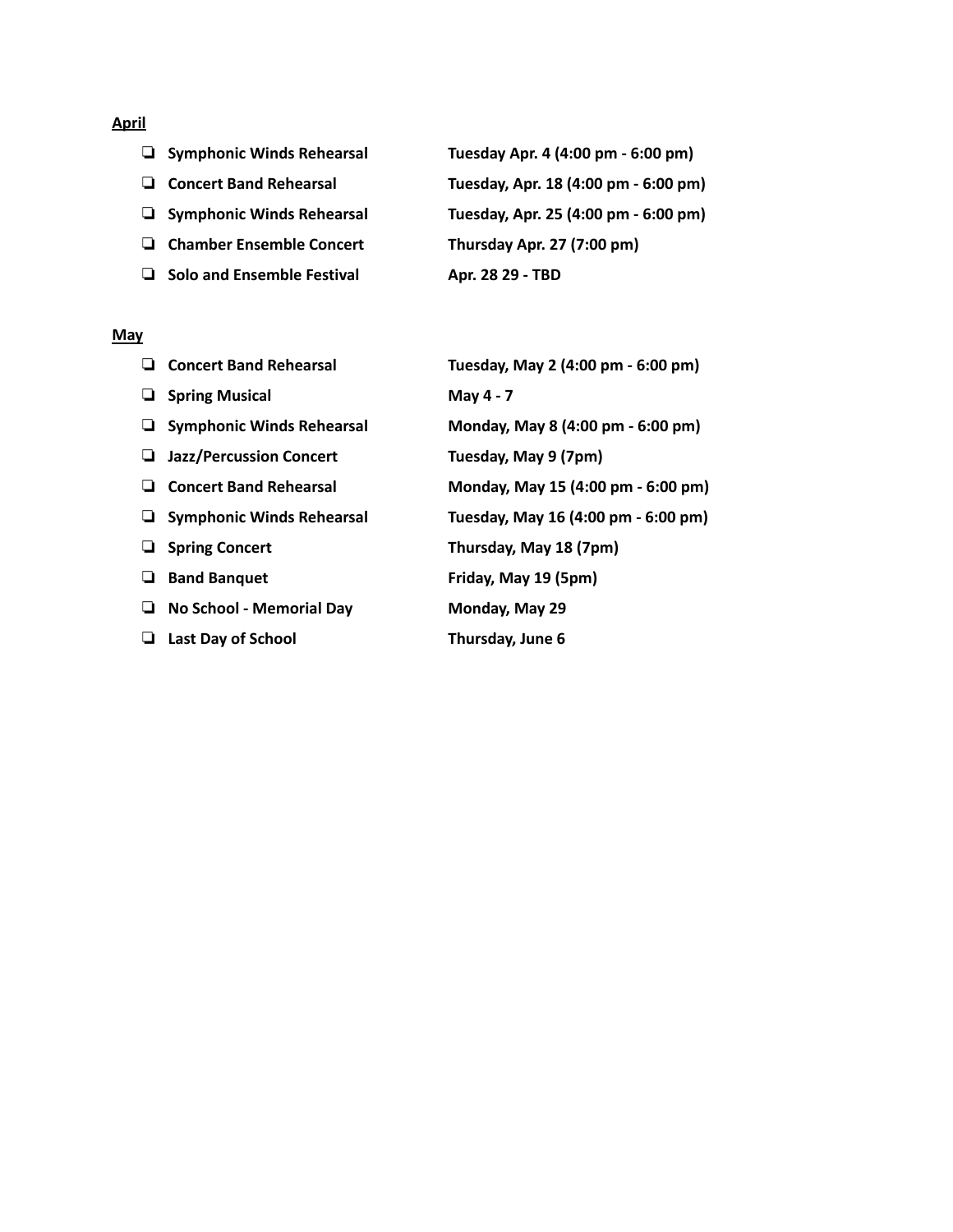**April**

- ❏ **Symphonic Winds Rehearsal** — **Tuesday Apr. 4 (4:00 pm - 6:00 pm)**
- ❏ **Concert Band Rehearsal** — **Tuesday, Apr. 18 (4:00 pm - 6:00 pm)**
- ❏ **Symphonic Winds Rehearsal** — **Tuesday, Apr. 25 (4:00 pm - 6:00 pm)**
- ❏ **Chamber Ensemble Concert** — **Thursday Apr. 27 (7:00 pm)**
- ❏ **Solo and Ensemble Festival** — **Apr. 28 29 - TBD**

**May**

- ❏ **Concert Band Rehearsal** — **Tuesday, May 2 (4:00 pm - 6:00 pm)**
- ❏ **Spring Musical** — **May 4 - 7**
- ❏ **Symphonic Winds Rehearsal** — **Monday, May 8 (4:00 pm - 6:00 pm)**
- ❏ **Jazz/Percussion Concert** — **Tuesday, May 9 (7pm)**
- ❏ **Concert Band Rehearsal** — **Monday, May 15 (4:00 pm - 6:00 pm)**
- ❏ **Symphonic Winds Rehearsal** — **Tuesday, May 16 (4:00 pm - 6:00 pm)**
- ❏ **Spring Concert** — **Thursday, May 18 (7pm)**
- ❏ **Band Banquet** — **Friday, May 19 (5pm)**
- ❏ **No School - Memorial Day** — **Monday, May 29**
- ❏ **Last Day of School** — **Thursday, June 6**